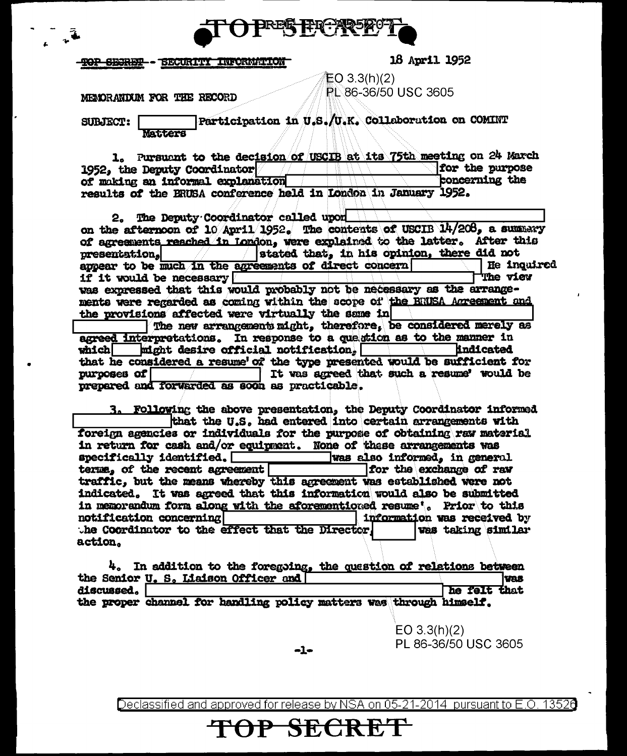TOP SECRET

TOP SECRET - SECURITY INFORMATION

18 April 1952

EO 3.3(h)(2)
PL 86-36/50 USC 3605

MEMORANDUM FOR THE RECORD

SUBJECT: [ ] Participation in U.S./U.K. Collaboration on COMINT Matters

1. Pursuant to the decision of USCIB at its 75th meeting on 24 March 1952, the Deputy Coordinator [ ] for the purpose of making an informal explanation [ ] concerning the results of the BRUSA conference held in London in January 1952.

2. The Deputy Coordinator called upon [ ] on the afternoon of 10 April 1952. The contents of USCIB 14/208, a summary of agreements reached in London, were explained to the latter. After this presentation, [ ] stated that, in his opinion, there did not appear to be much in the agreements of direct concern [ ] He inquired if it would be necessary [ ] The view was expressed that this would probably not be necessary as the arrangements were regarded as coming within the scope of the BRUSA Agreement and the provisions affected were virtually the same in [ ] The new arrangements might, therefore, be considered merely as agreed interpretations. In response to a question as to the manner in which [ ] might desire official notification, [ ] indicated that he considered a resume' of the type presented would be sufficient for purposes of [ ] It was agreed that such a resume' would be prepared and forwarded as soon as practicable.

3. Following the above presentation, the Deputy Coordinator informed [ ] that the U.S. had entered into certain arrangements with foreign agencies or individuals for the purpose of obtaining raw material in return for cash and/or equipment. None of these arrangements was specifically identified. [ ] was also informed, in general terms, of the recent agreement [ ] for the exchange of raw traffic, but the means whereby this agreement was established were not indicated. It was agreed that this information would also be submitted in memorandum form along with the aforementioned resume'. Prior to this notification concerning [ ] information was received by the Coordinator to the effect that the Director [ ] was taking similar action.

4. In addition to the foregoing, the question of relations between the Senior U. S. Liaison Officer and [ ] was discussed. [ ] he felt that the proper channel for handling policy matters was through himself.

EO 3.3(h)(2)
PL 86-36/50 USC 3605

Declassified and approved for release by NSA on 05-21-2014 pursuant to E.O. 13526

TOP SECRET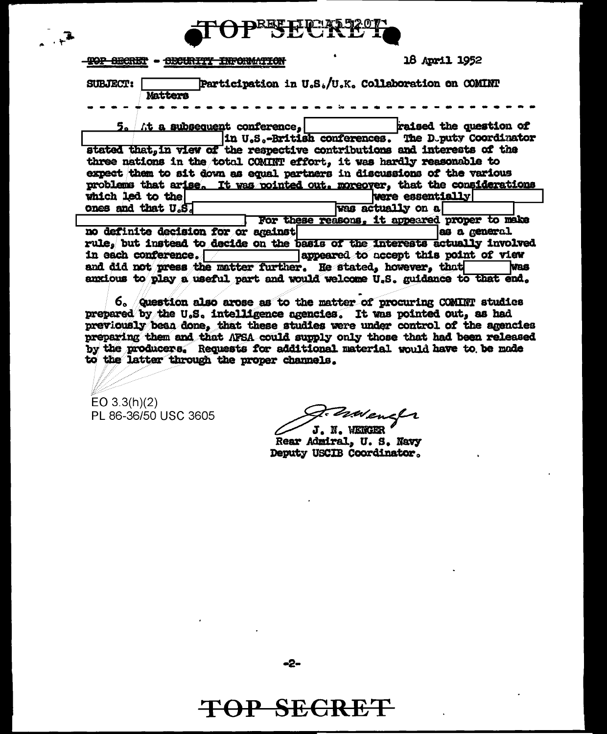TOP SECRET - SECURITY INFORMATION

18 April 1952

SUBJECT: [ ] Participation in U.S./U.K. Collaboration on COMINT Matters

---

5. At a subsequent conference, [ ] raised the question of [ ] in U.S.-British conferences. The Deputy Coordinator stated that, in view of the respective contributions and interests of the three nations in the total COMINT effort, it was hardly reasonable to expect them to sit down as equal partners in discussions of the various problems that arise. It was pointed out, moreover, that the considerations which led to the [ ] were essentially [ ] ones and that U.S. [ ] was actually on a [ ]. For these reasons, it appeared proper to make no definite decision for or against [ ] as a general rule, but instead to decide on the basis of the interests actually involved in each conference. [ ] appeared to accept this point of view and did not press the matter further. He stated, however, that [ ] was anxious to play a useful part and would welcome U.S. guidance to that end.

6. Question also arose as to the matter of procuring COMINT studies prepared by the U.S. intelligence agencies. It was pointed out, as had previously been done, that these studies were under control of the agencies preparing them and that AFSA could supply only those that had been released by the producers. Requests for additional material would have to be made to the latter through the proper channels.

EO 3.3(h)(2)
PL 86-36/50 USC 3605

J. N. WENGER
Rear Admiral, U. S. Navy
Deputy USCIB Coordinator.

TOP SECRET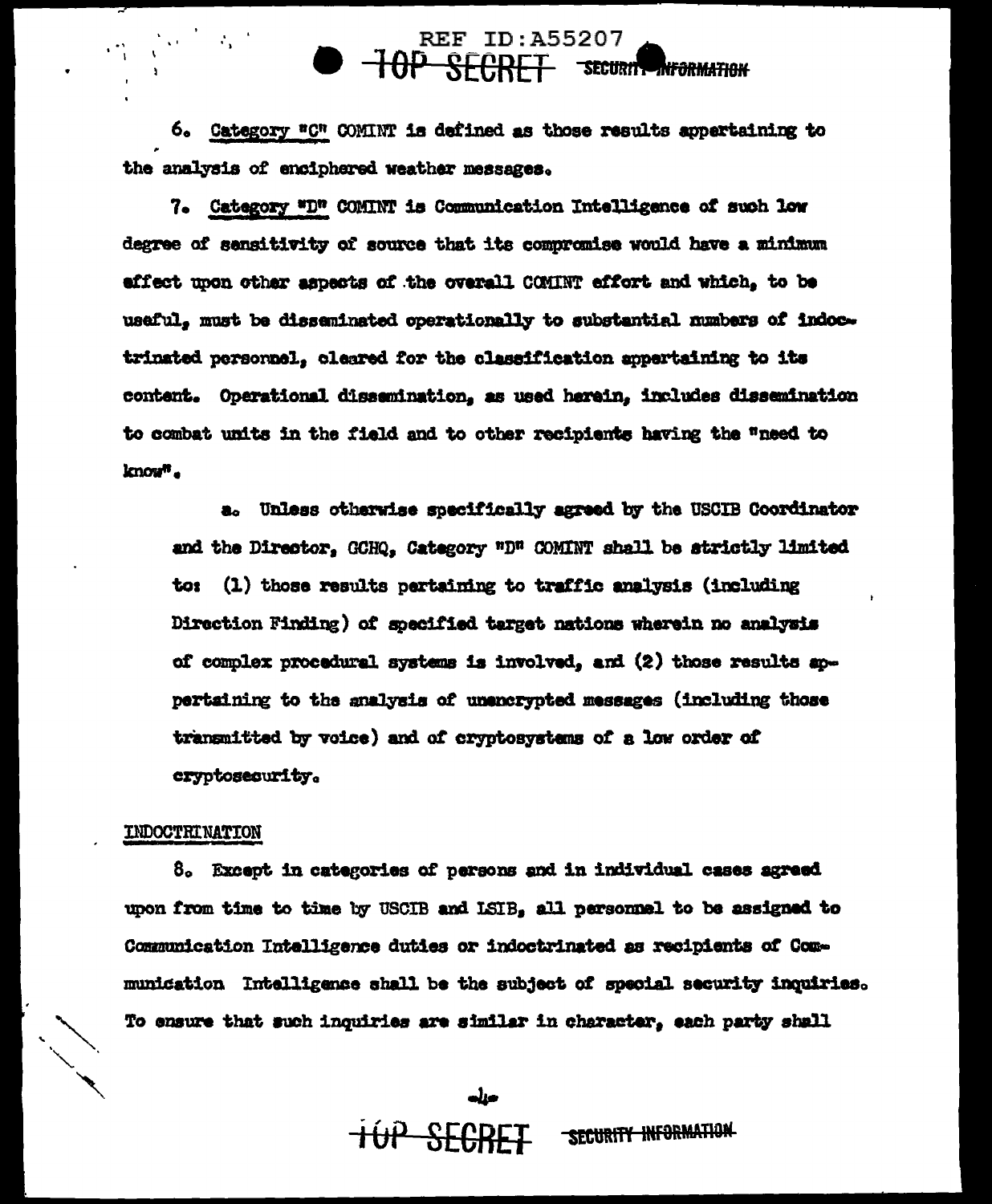6. Category "C" COMINT is defined as those results appertaining to the analysis of enciphered weather messages.

7. Category "D" COMINT is Communication Intelligence of such low degree of sensitivity of source that its compromise would have a minimum effect upon other aspects of the overall COMINT effort and which, to be useful, must be disseminated operationally to substantial numbers of indoctrinated personnel, cleared for the classification appertaining to its content. Operational dissemination, as used herein, includes dissemination to combat units in the field and to other recipients having the "need to know".

a. Unless otherwise specifically agreed by the USCIB Coordinator and the Director, GCHQ, Category "D" COMINT shall be strictly limited to: (1) those results pertaining to traffic analysis (including Direction Finding) of specified target nations wherein no analysis of complex procedural systems is involved, and (2) those results appertaining to the analysis of unencrypted messages (including those transmitted by voice) and of cryptosystems of a low order of cryptosecurity.

INDOCTRINATION

8. Except in categories of persons and in individual cases agreed upon from time to time by USCIB and LSIB, all personnel to be assigned to Communication Intelligence duties or indoctrinated as recipients of Communication Intelligence shall be the subject of special security inquiries. To ensure that such inquiries are similar in character, each party shall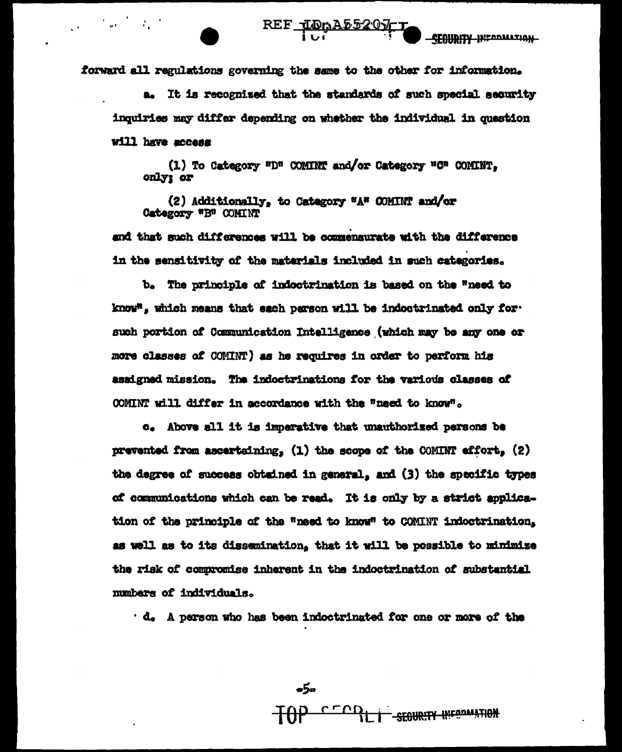forward all regulations governing the same to the other for information.

a. It is recognized that the standards of such special security inquiries may differ depending on whether the individual in question will have access

(1) To Category "D" COMINT and/or Category "C" COMINT, only; or

(2) Additionally, to Category "A" COMINT and/or Category "B" COMINT

and that such differences will be commensurate with the difference in the sensitivity of the materials included in such categories.

b. The principle of indoctrination is based on the "need to know", which means that each person will be indoctrinated only for such portion of Communication Intelligence (which may be any one or more classes of COMINT) as he requires in order to perform his assigned mission. The indoctrinations for the various classes of COMINT will differ in accordance with the "need to know".

c. Above all it is imperative that unauthorized persons be prevented from ascertaining, (1) the scope of the COMINT effort, (2) the degree of success obtained in general, and (3) the specific types of communications which can be read. It is only by a strict application of the principle of the "need to know" to COMINT indoctrination, as well as to its dissemination, that it will be possible to minimize the risk of compromise inherent in the indoctrination of substantial numbers of individuals.

d. A person who has been indoctrinated for one or more of the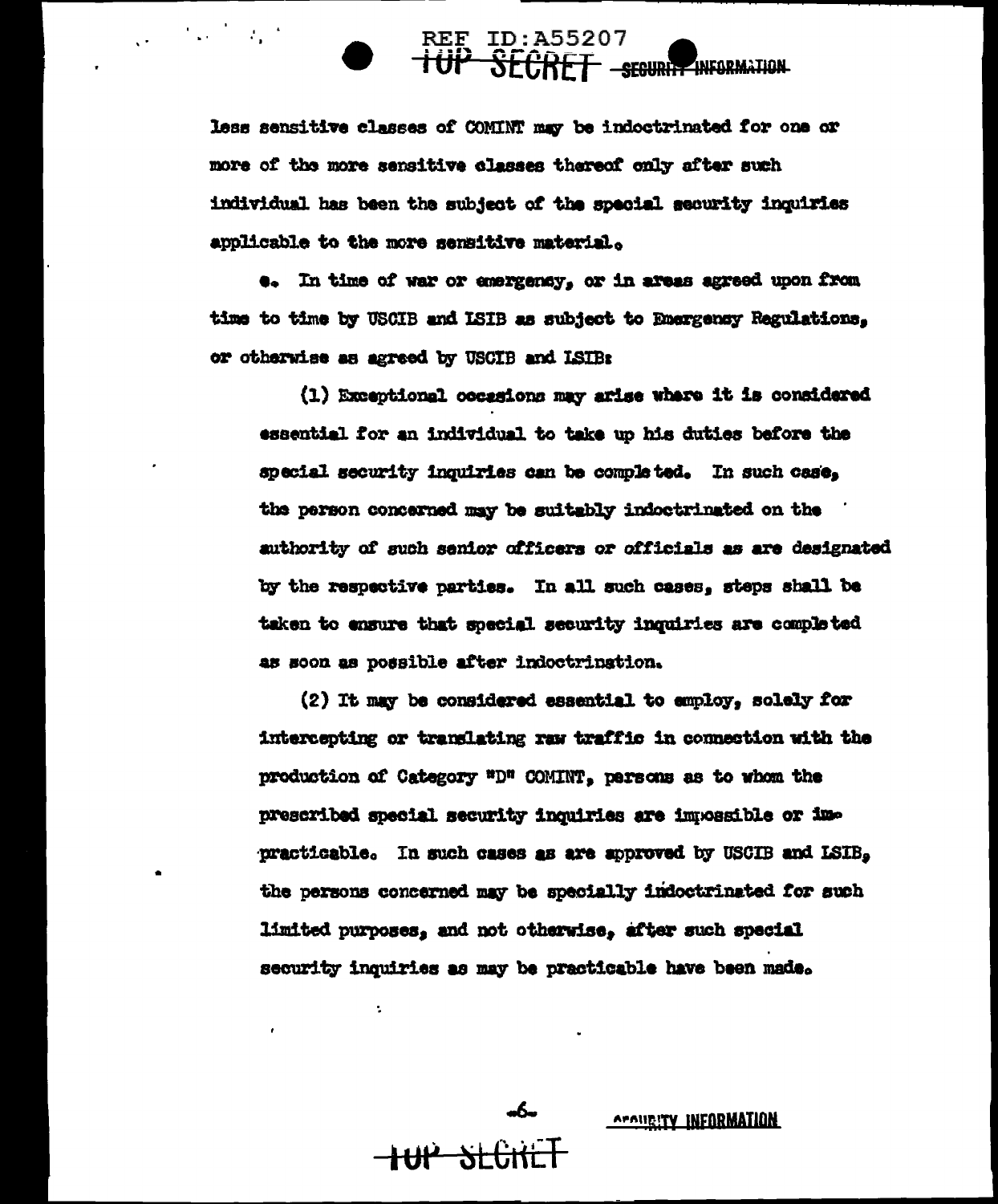less sensitive classes of COMINT may be indoctrinated for one or more of the more sensitive classes thereof only after such individual has been the subject of the special security inquiries applicable to the more sensitive material.

e. In time of war or emergency, or in areas agreed upon from time to time by USCIB and LSIB as subject to Emergency Regulations, or otherwise as agreed by USCIB and LSIB:

(1) Exceptional occasions may arise where it is considered essential for an individual to take up his duties before the special security inquiries can be completed. In such case, the person concerned may be suitably indoctrinated on the authority of such senior officers or officials as are designated by the respective parties. In all such cases, steps shall be taken to ensure that special security inquiries are completed as soon as possible after indoctrination.

(2) It may be considered essential to employ, solely for intercepting or translating raw traffic in connection with the production of Category "D" COMINT, persons as to whom the prescribed special security inquiries are impossible or impracticable. In such cases as are approved by USCIB and LSIB, the persons concerned may be specially indoctrinated for such limited purposes, and not otherwise, after such special security inquiries as may be practicable have been made.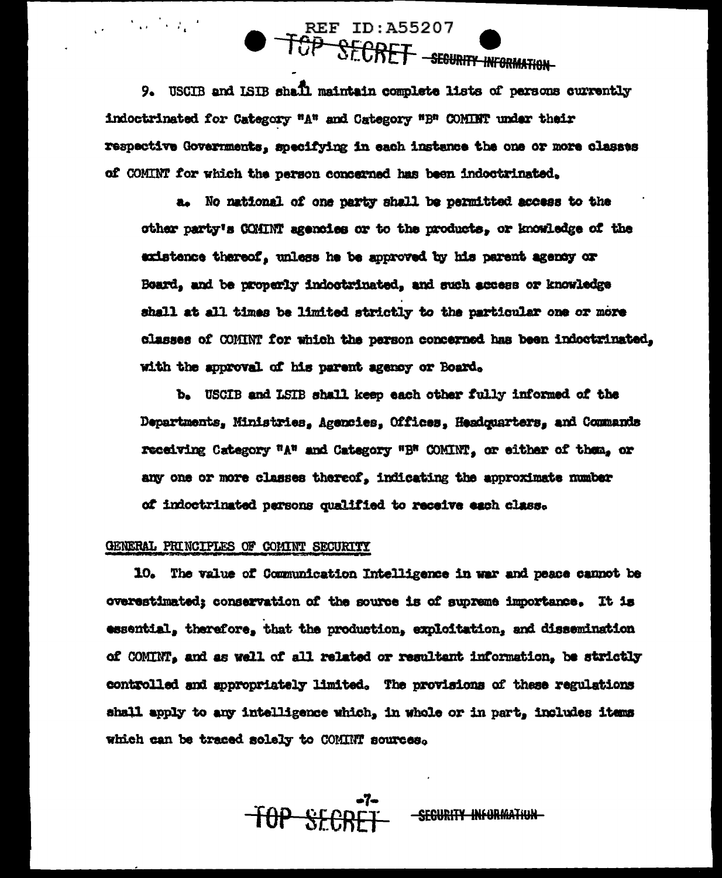9. USCIB and LSIB shall maintain complete lists of persons currently indoctrinated for Category "A" and Category "B" COMINT under their respective Governments, specifying in each instance the one or more classes of COMINT for which the person concerned has been indoctrinated.

a. No national of one party shall be permitted access to the other party's COMINT agencies or to the products, or knowledge of the existence thereof, unless he be approved by his parent agency or Board, and be properly indoctrinated, and such access or knowledge shall at all times be limited strictly to the particular one or more classes of COMINT for which the person concerned has been indoctrinated, with the approval of his parent agency or Board.

b. USCIB and LSIB shall keep each other fully informed of the Departments, Ministries, Agencies, Offices, Headquarters, and Commands receiving Category "A" and Category "B" COMINT, or either of them, or any one or more classes thereof, indicating the approximate number of indoctrinated persons qualified to receive each class.

GENERAL PRINCIPLES OF COMINT SECURITY

10. The value of Communication Intelligence in war and peace cannot be overestimated; conservation of the source is of supreme importance. It is essential, therefore, that the production, exploitation, and dissemination of COMINT, and as well of all related or resultant information, be strictly controlled and appropriately limited. The provisions of these regulations shall apply to any intelligence which, in whole or in part, includes items which can be traced solely to COMINT sources.